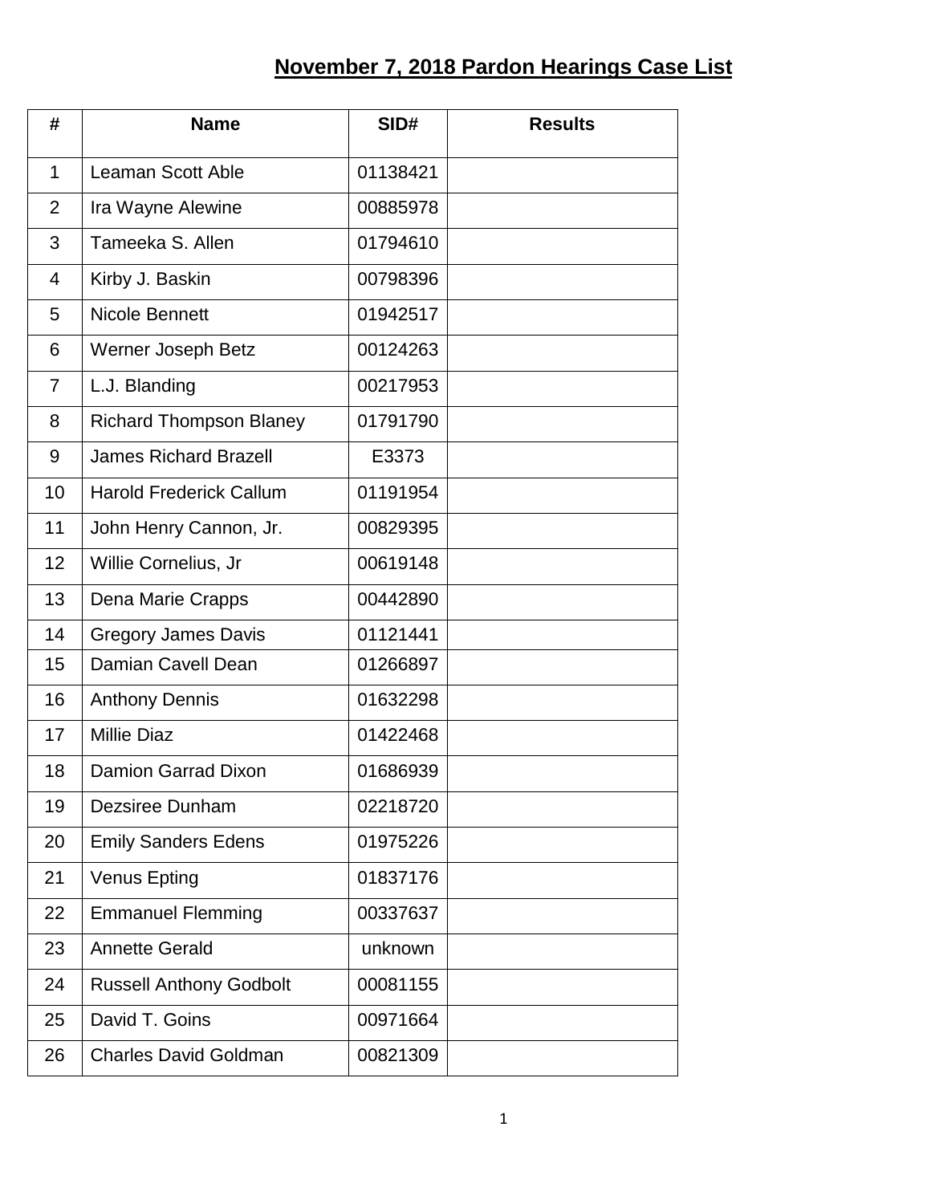# **November 7, 2018 Pardon Hearings Case List**

| # | Name | SID# | Results |
|---|---|---|---|
| 1 | Leaman Scott Able | 01138421 | |
| 2 | Ira Wayne Alewine | 00885978 | |
| 3 | Tameeka S. Allen | 01794610 | |
| 4 | Kirby J. Baskin | 00798396 | |
| 5 | Nicole Bennett | 01942517 | |
| 6 | Werner Joseph Betz | 00124263 | |
| 7 | L.J. Blanding | 00217953 | |
| 8 | Richard Thompson Blaney | 01791790 | |
| 9 | James Richard Brazell | E3373 | |
| 10 | Harold Frederick Callum | 01191954 | |
| 11 | John Henry Cannon, Jr. | 00829395 | |
| 12 | Willie Cornelius, Jr | 00619148 | |
| 13 | Dena Marie Crapps | 00442890 | |
| 14 | Gregory James Davis | 01121441 | |
| 15 | Damian Cavell Dean | 01266897 | |
| 16 | Anthony Dennis | 01632298 | |
| 17 | Millie Diaz | 01422468 | |
| 18 | Damion Garrad Dixon | 01686939 | |
| 19 | Dezsiree Dunham | 02218720 | |
| 20 | Emily Sanders Edens | 01975226 | |
| 21 | Venus Epting | 01837176 | |
| 22 | Emmanuel Flemming | 00337637 | |
| 23 | Annette Gerald | unknown | |
| 24 | Russell Anthony Godbolt | 00081155 | |
| 25 | David T. Goins | 00971664 | |
| 26 | Charles David Goldman | 00821309 | |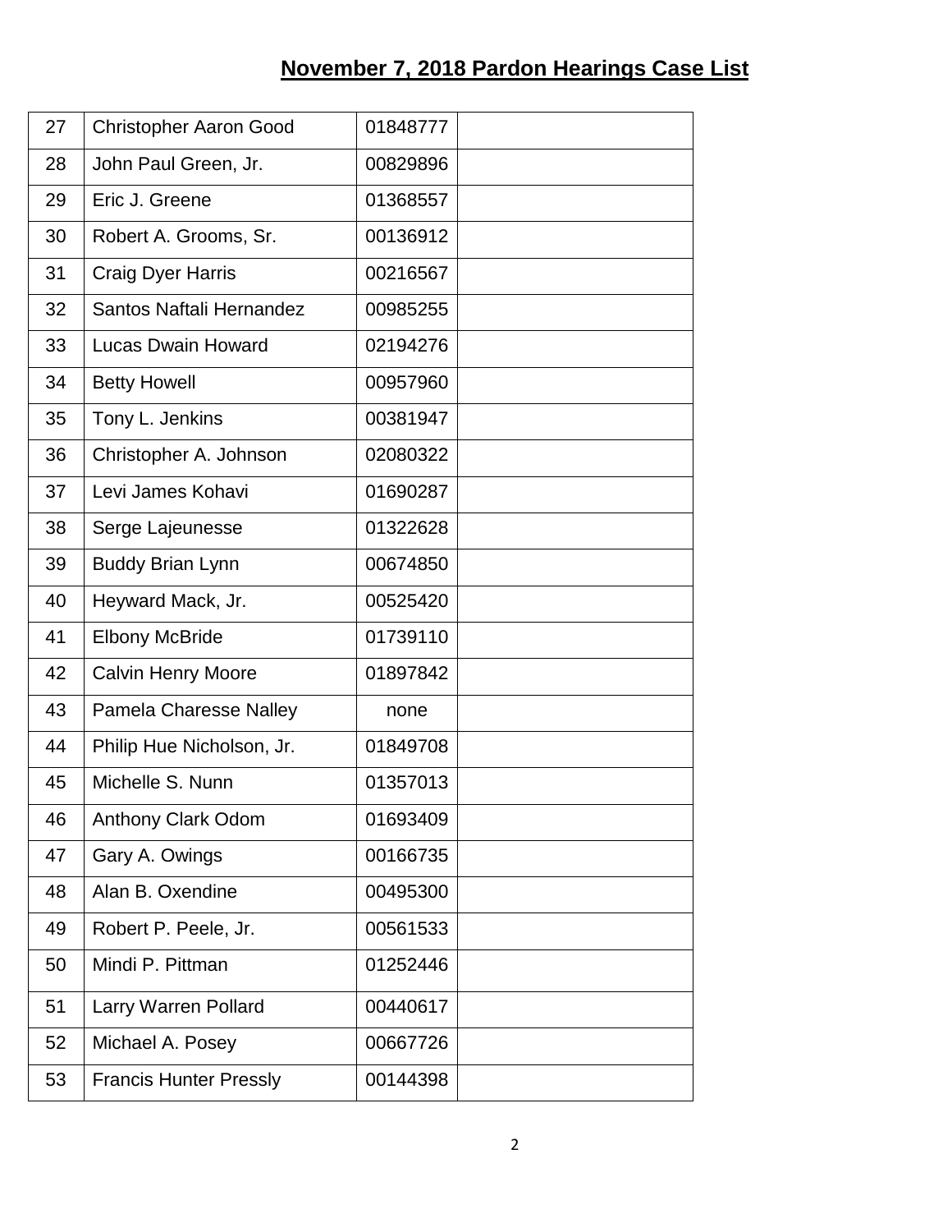## November 7, 2018 Pardon Hearings Case List

| | | | |
|---|---|---|---|
| 27 | Christopher Aaron Good | 01848777 | |
| 28 | John Paul Green, Jr. | 00829896 | |
| 29 | Eric J. Greene | 01368557 | |
| 30 | Robert A. Grooms, Sr. | 00136912 | |
| 31 | Craig Dyer Harris | 00216567 | |
| 32 | Santos Naftali Hernandez | 00985255 | |
| 33 | Lucas Dwain Howard | 02194276 | |
| 34 | Betty Howell | 00957960 | |
| 35 | Tony L. Jenkins | 00381947 | |
| 36 | Christopher A. Johnson | 02080322 | |
| 37 | Levi James Kohavi | 01690287 | |
| 38 | Serge Lajeunesse | 01322628 | |
| 39 | Buddy Brian Lynn | 00674850 | |
| 40 | Heyward Mack, Jr. | 00525420 | |
| 41 | Elbony McBride | 01739110 | |
| 42 | Calvin Henry Moore | 01897842 | |
| 43 | Pamela Charesse Nalley | none | |
| 44 | Philip Hue Nicholson, Jr. | 01849708 | |
| 45 | Michelle S. Nunn | 01357013 | |
| 46 | Anthony Clark Odom | 01693409 | |
| 47 | Gary A. Owings | 00166735 | |
| 48 | Alan B. Oxendine | 00495300 | |
| 49 | Robert P. Peele, Jr. | 00561533 | |
| 50 | Mindi P. Pittman | 01252446 | |
| 51 | Larry Warren Pollard | 00440617 | |
| 52 | Michael A. Posey | 00667726 | |
| 53 | Francis Hunter Pressly | 00144398 | |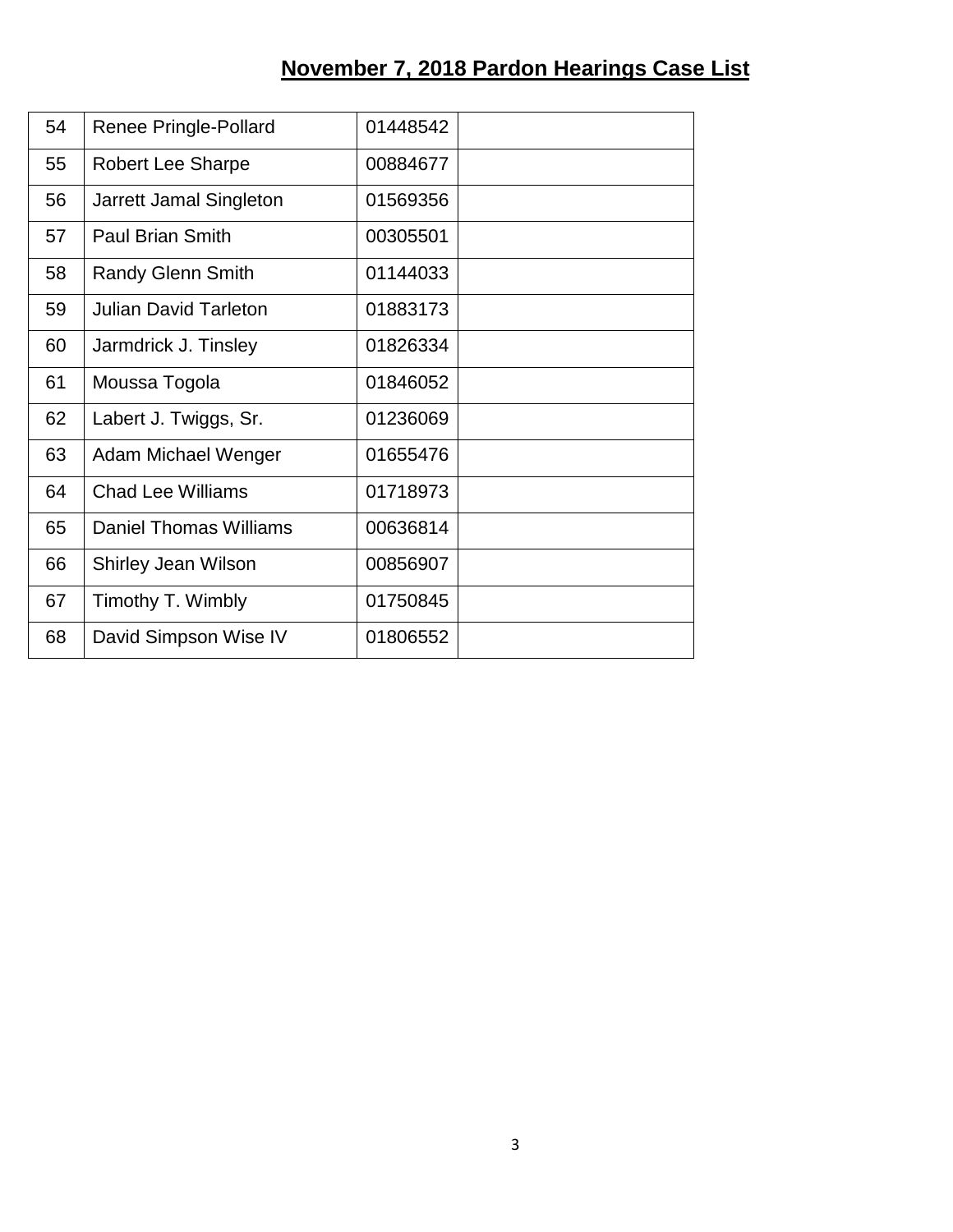## November 7, 2018 Pardon Hearings Case List

| | | | |
|---|---|---|---|
| 54 | Renee Pringle-Pollard | 01448542 | |
| 55 | Robert Lee Sharpe | 00884677 | |
| 56 | Jarrett Jamal Singleton | 01569356 | |
| 57 | Paul Brian Smith | 00305501 | |
| 58 | Randy Glenn Smith | 01144033 | |
| 59 | Julian David Tarleton | 01883173 | |
| 60 | Jarmdrick J. Tinsley | 01826334 | |
| 61 | Moussa Togola | 01846052 | |
| 62 | Labert J. Twiggs, Sr. | 01236069 | |
| 63 | Adam Michael Wenger | 01655476 | |
| 64 | Chad Lee Williams | 01718973 | |
| 65 | Daniel Thomas Williams | 00636814 | |
| 66 | Shirley Jean Wilson | 00856907 | |
| 67 | Timothy T. Wimbly | 01750845 | |
| 68 | David Simpson Wise IV | 01806552 | |